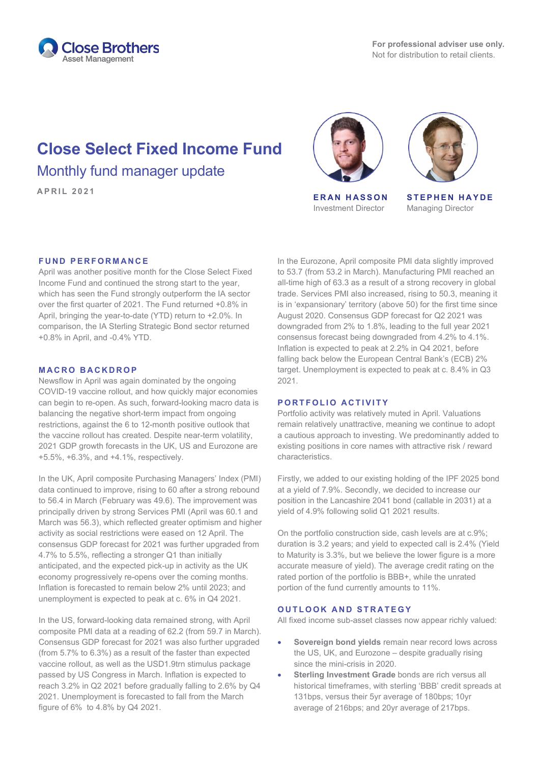Close Brothers
Asset Management

**For professional adviser use only.**
Not for distribution to retail clients.

# Close Select Fixed Income Fund

## Monthly fund manager update

APRIL 2021

**ERAN HASSON**
Investment Director

**STEPHEN HAYDE**
Managing Director

### FUND PERFORMANCE

April was another positive month for the Close Select Fixed Income Fund and continued the strong start to the year, which has seen the Fund strongly outperform the IA sector over the first quarter of 2021. The Fund returned +0.8% in April, bringing the year-to-date (YTD) return to +2.0%. In comparison, the IA Sterling Strategic Bond sector returned +0.8% in April, and -0.4% YTD.

### MACRO BACKDROP

Newsflow in April was again dominated by the ongoing COVID-19 vaccine rollout, and how quickly major economies can begin to re-open. As such, forward-looking macro data is balancing the negative short-term impact from ongoing restrictions, against the 6 to 12-month positive outlook that the vaccine rollout has created. Despite near-term volatility, 2021 GDP growth forecasts in the UK, US and Eurozone are +5.5%, +6.3%, and +4.1%, respectively.

In the UK, April composite Purchasing Managers' Index (PMI) data continued to improve, rising to 60 after a strong rebound to 56.4 in March (February was 49.6). The improvement was principally driven by strong Services PMI (April was 60.1 and March was 56.3), which reflected greater optimism and higher activity as social restrictions were eased on 12 April. The consensus GDP forecast for 2021 was further upgraded from 4.7% to 5.5%, reflecting a stronger Q1 than initially anticipated, and the expected pick-up in activity as the UK economy progressively re-opens over the coming months. Inflation is forecasted to remain below 2% until 2023; and unemployment is expected to peak at c. 6% in Q4 2021.

In the US, forward-looking data remained strong, with April composite PMI data at a reading of 62.2 (from 59.7 in March). Consensus GDP forecast for 2021 was also further upgraded (from 5.7% to 6.3%) as a result of the faster than expected vaccine rollout, as well as the USD1.9trn stimulus package passed by US Congress in March. Inflation is expected to reach 3.2% in Q2 2021 before gradually falling to 2.6% by Q4 2021. Unemployment is forecasted to fall from the March figure of 6% to 4.8% by Q4 2021.

In the Eurozone, April composite PMI data slightly improved to 53.7 (from 53.2 in March). Manufacturing PMI reached an all-time high of 63.3 as a result of a strong recovery in global trade. Services PMI also increased, rising to 50.3, meaning it is in 'expansionary' territory (above 50) for the first time since August 2020. Consensus GDP forecast for Q2 2021 was downgraded from 2% to 1.8%, leading to the full year 2021 consensus forecast being downgraded from 4.2% to 4.1%. Inflation is expected to peak at 2.2% in Q4 2021, before falling back below the European Central Bank's (ECB) 2% target. Unemployment is expected to peak at c. 8.4% in Q3 2021.

### PORTFOLIO ACTIVITY

Portfolio activity was relatively muted in April. Valuations remain relatively unattractive, meaning we continue to adopt a cautious approach to investing. We predominantly added to existing positions in core names with attractive risk / reward characteristics.

Firstly, we added to our existing holding of the IPF 2025 bond at a yield of 7.9%. Secondly, we decided to increase our position in the Lancashire 2041 bond (callable in 2031) at a yield of 4.9% following solid Q1 2021 results.

On the portfolio construction side, cash levels are at c.9%; duration is 3.2 years; and yield to expected call is 2.4% (Yield to Maturity is 3.3%, but we believe the lower figure is a more accurate measure of yield). The average credit rating on the rated portion of the portfolio is BBB+, while the unrated portion of the fund currently amounts to 11%.

### OUTLOOK AND STRATEGY

All fixed income sub-asset classes now appear richly valued:

- **Sovereign bond yields** remain near record lows across the US, UK, and Eurozone – despite gradually rising since the mini-crisis in 2020.
- **Sterling Investment Grade** bonds are rich versus all historical timeframes, with sterling 'BBB' credit spreads at 131bps, versus their 5yr average of 180bps; 10yr average of 216bps; and 20yr average of 217bps.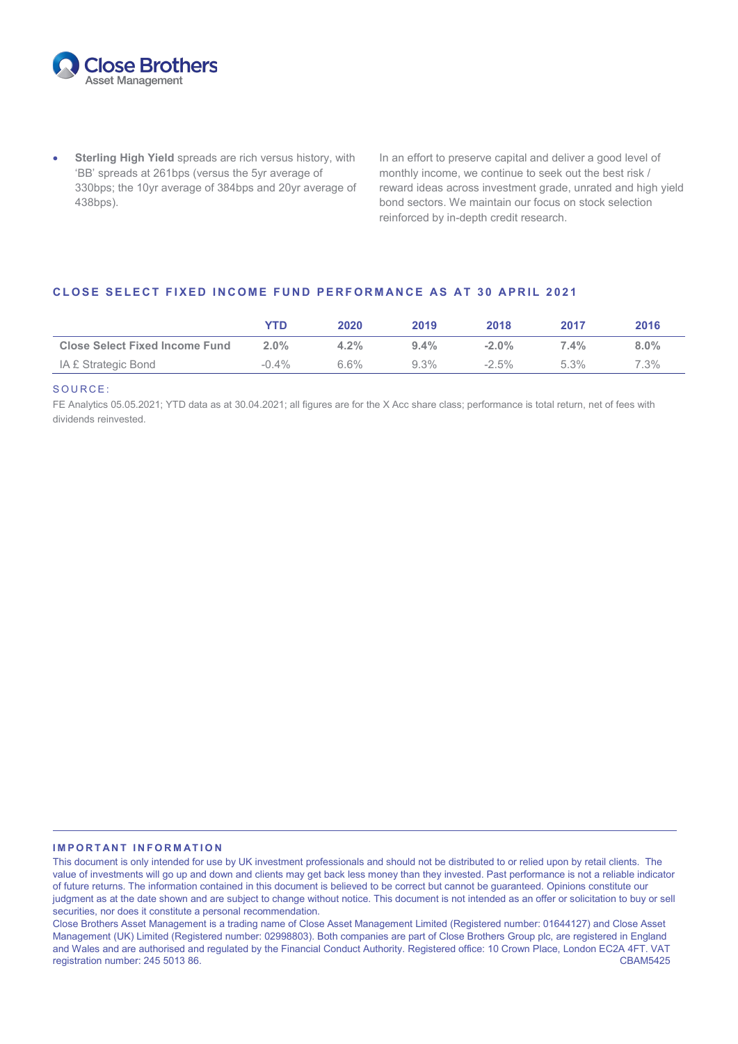- **Sterling High Yield** spreads are rich versus history, with 'BB' spreads at 261bps (versus the 5yr average of 330bps; the 10yr average of 384bps and 20yr average of 438bps).

In an effort to preserve capital and deliver a good level of monthly income, we continue to seek out the best risk / reward ideas across investment grade, unrated and high yield bond sectors. We maintain our focus on stock selection reinforced by in-depth credit research.

## CLOSE SELECT FIXED INCOME FUND PERFORMANCE AS AT 30 APRIL 2021

| | YTD | 2020 | 2019 | 2018 | 2017 | 2016 |
|---|---|---|---|---|---|---|
| **Close Select Fixed Income Fund** | **2.0%** | **4.2%** | **9.4%** | **-2.0%** | **7.4%** | **8.0%** |
| IA £ Strategic Bond | -0.4% | 6.6% | 9.3% | -2.5% | 5.3% | 7.3% |

SOURCE:

FE Analytics 05.05.2021; YTD data as at 30.04.2021; all figures are for the X Acc share class; performance is total return, net of fees with dividends reinvested.

### IMPORTANT INFORMATION

This document is only intended for use by UK investment professionals and should not be distributed to or relied upon by retail clients. The value of investments will go up and down and clients may get back less money than they invested. Past performance is not a reliable indicator of future returns. The information contained in this document is believed to be correct but cannot be guaranteed. Opinions constitute our judgment as at the date shown and are subject to change without notice. This document is not intended as an offer or solicitation to buy or sell securities, nor does it constitute a personal recommendation.

Close Brothers Asset Management is a trading name of Close Asset Management Limited (Registered number: 01644127) and Close Asset Management (UK) Limited (Registered number: 02998803). Both companies are part of Close Brothers Group plc, are registered in England and Wales and are authorised and regulated by the Financial Conduct Authority. Registered office: 10 Crown Place, London EC2A 4FT. VAT registration number: 245 5013 86. CBAM5425